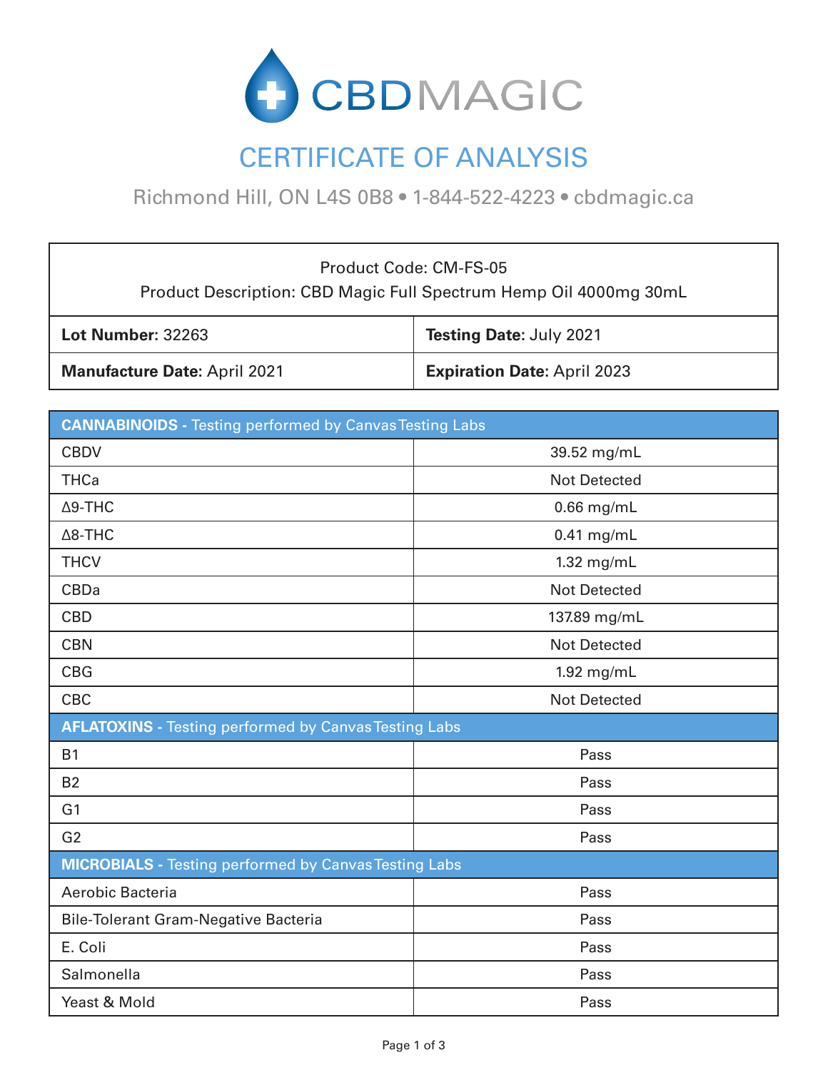# CBDMAGIC

## CERTIFICATE OF ANALYSIS

Richmond Hill, ON L4S 0B8 • 1-844-522-4223 • cbdmagic.ca

| Product Code: CM-FS-05<br>Product Description: CBD Magic Full Spectrum Hemp Oil 4000mg 30mL | |
|---|---|
| **Lot Number:** 32263 | **Testing Date:** July 2021 |
| **Manufacture Date:** April 2021 | **Expiration Date:** April 2023 |

| **CANNABINOIDS -** Testing performed by Canvas Testing Labs | |
|---|---|
| CBDV | 39.52 mg/mL |
| THCa | Not Detected |
| Δ9-THC | 0.66 mg/mL |
| Δ8-THC | 0.41 mg/mL |
| THCV | 1.32 mg/mL |
| CBDa | Not Detected |
| CBD | 137.89 mg/mL |
| CBN | Not Detected |
| CBG | 1.92 mg/mL |
| CBC | Not Detected |
| **AFLATOXINS -** Testing performed by Canvas Testing Labs | |
| B1 | Pass |
| B2 | Pass |
| G1 | Pass |
| G2 | Pass |
| **MICROBIALS -** Testing performed by Canvas Testing Labs | |
| Aerobic Bacteria | Pass |
| Bile-Tolerant Gram-Negative Bacteria | Pass |
| E. Coli | Pass |
| Salmonella | Pass |
| Yeast & Mold | Pass |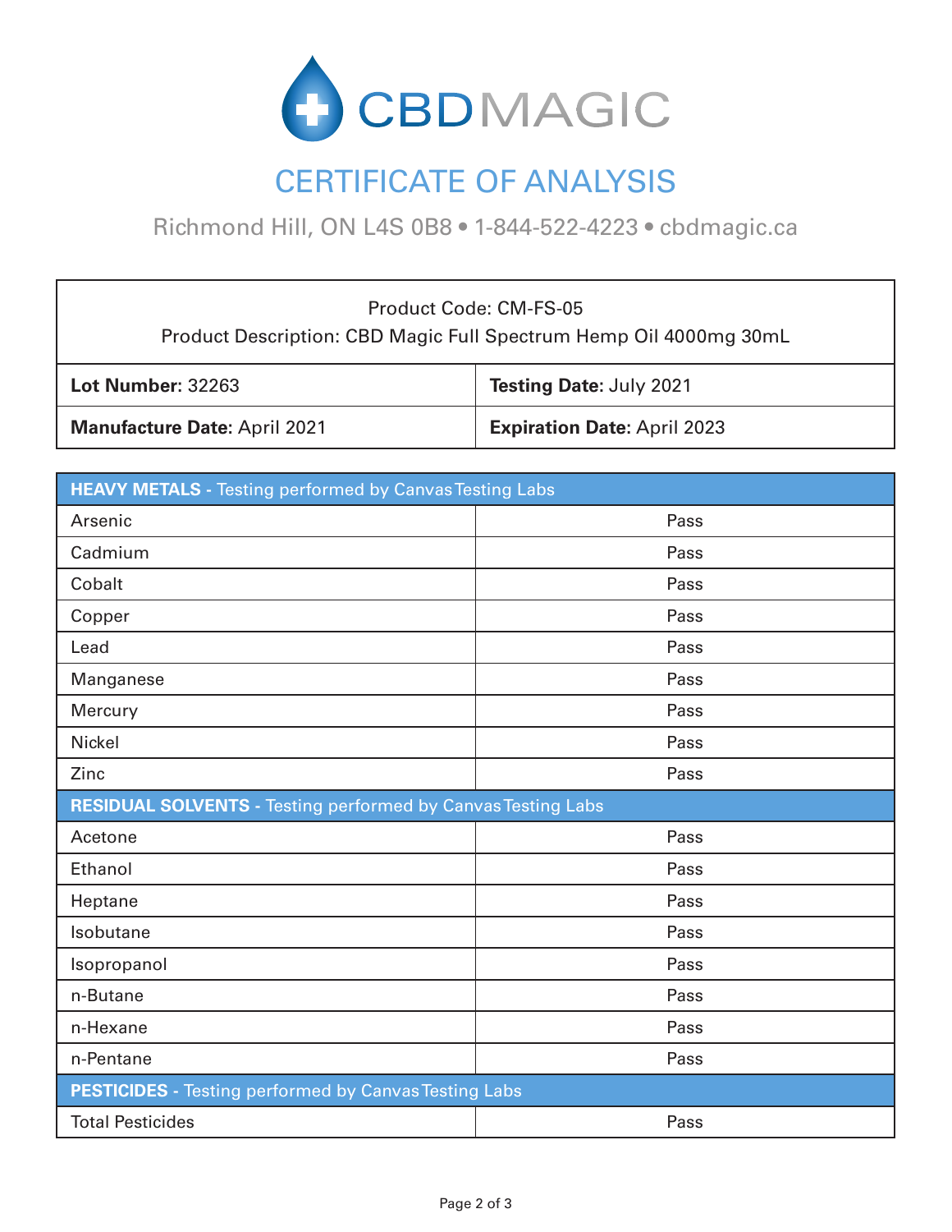# CBDMAGIC

## CERTIFICATE OF ANALYSIS

Richmond Hill, ON L4S 0B8 • 1-844-522-4223 • cbdmagic.ca

| Product Code: CM-FS-05<br>Product Description: CBD Magic Full Spectrum Hemp Oil 4000mg 30mL | |
|---|---|
| **Lot Number:** 32263 | **Testing Date:** July 2021 |
| **Manufacture Date:** April 2021 | **Expiration Date:** April 2023 |

| **HEAVY METALS -** Testing performed by Canvas Testing Labs | |
|---|---|
| Arsenic | Pass |
| Cadmium | Pass |
| Cobalt | Pass |
| Copper | Pass |
| Lead | Pass |
| Manganese | Pass |
| Mercury | Pass |
| Nickel | Pass |
| Zinc | Pass |
| **RESIDUAL SOLVENTS -** Testing performed by Canvas Testing Labs | |
| Acetone | Pass |
| Ethanol | Pass |
| Heptane | Pass |
| Isobutane | Pass |
| Isopropanol | Pass |
| n-Butane | Pass |
| n-Hexane | Pass |
| n-Pentane | Pass |
| **PESTICIDES -** Testing performed by Canvas Testing Labs | |
| Total Pesticides | Pass |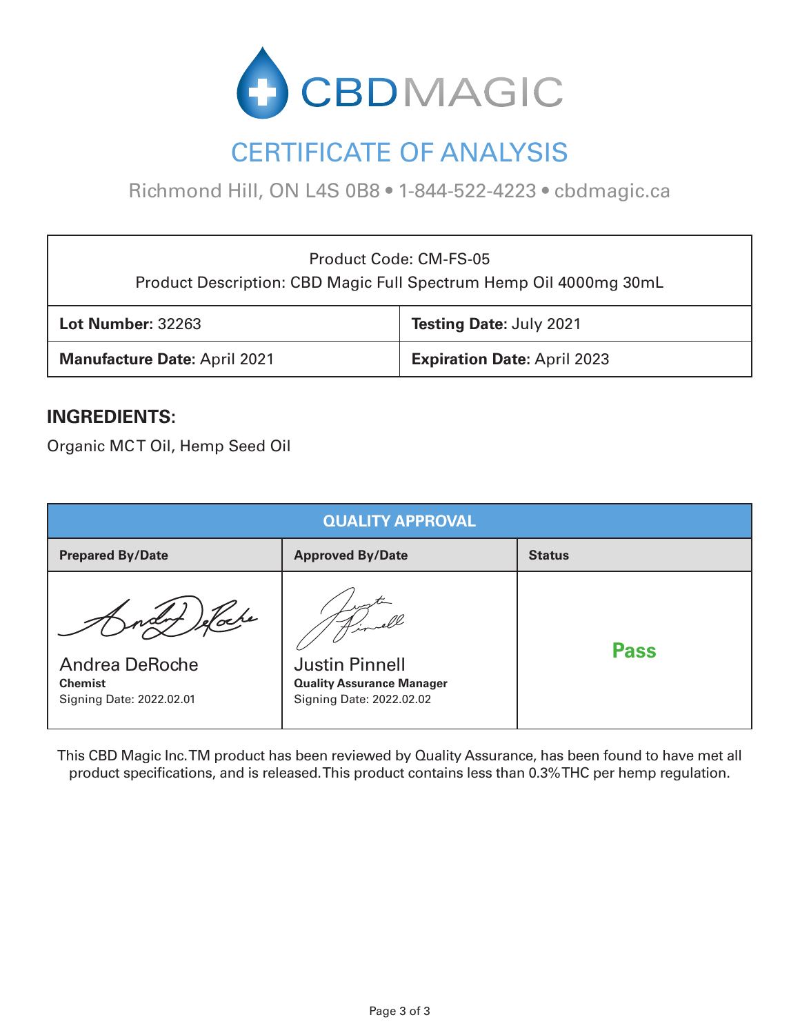# CBD MAGIC

## CERTIFICATE OF ANALYSIS

Richmond Hill, ON L4S 0B8 • 1-844-522-4223 • cbdmagic.ca

| Product Code: CM-FS-05<br>Product Description: CBD Magic Full Spectrum Hemp Oil 4000mg 30mL | |
|---|---|
| **Lot Number:** 32263 | **Testing Date:** July 2021 |
| **Manufacture Date:** April 2021 | **Expiration Date:** April 2023 |

## INGREDIENTS:

Organic MCT Oil, Hemp Seed Oil

| QUALITY APPROVAL | | |
|---|---|---|
| **Prepared By/Date** | **Approved By/Date** | **Status** |
| Andrea DeRoche<br>**Chemist**<br>Signing Date: 2022.02.01 | Justin Pinnell<br>**Quality Assurance Manager**<br>Signing Date: 2022.02.02 | **Pass** |

This CBD Magic Inc.TM product has been reviewed by Quality Assurance, has been found to have met all product specifications, and is released. This product contains less than 0.3% THC per hemp regulation.